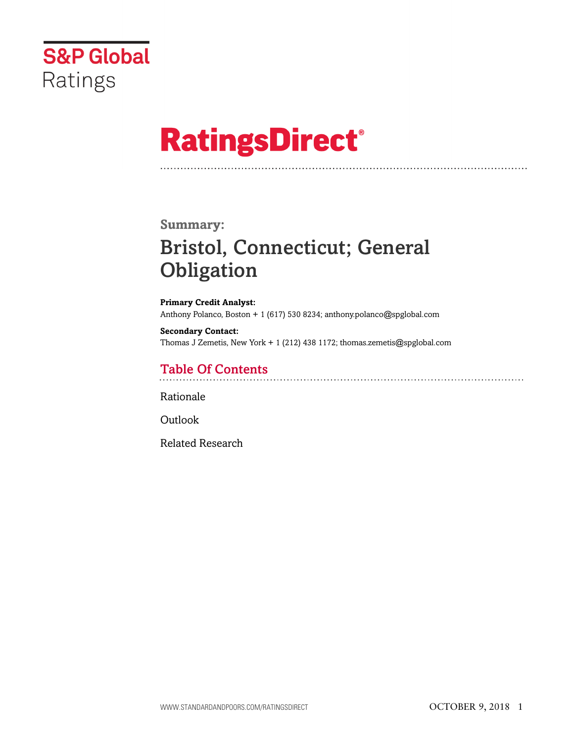S&P Global Ratings

# RatingsDirect®

## Summary:

# Bristol, Connecticut; General Obligation

**Primary Credit Analyst:**
Anthony Polanco, Boston + 1 (617) 530 8234; anthony.polanco@spglobal.com

**Secondary Contact:**
Thomas J Zemetis, New York + 1 (212) 438 1172; thomas.zemetis@spglobal.com

## Table Of Contents

Rationale

Outlook

Related Research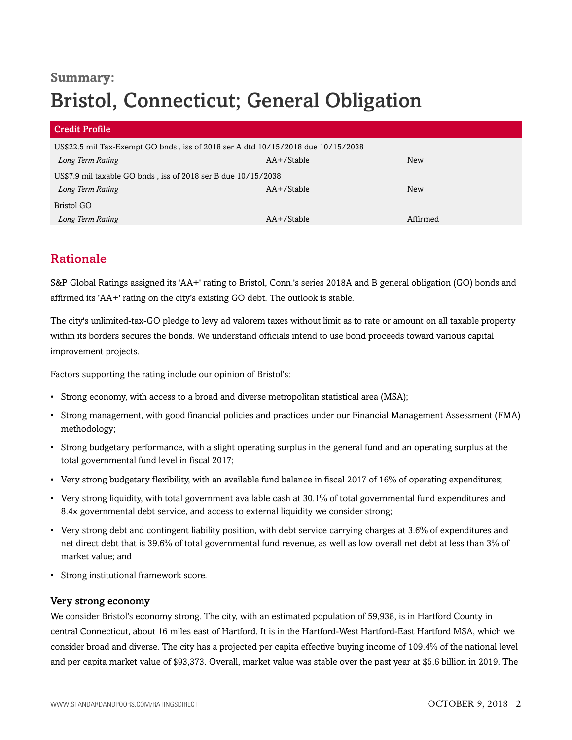## Summary:

# Bristol, Connecticut; General Obligation

| Credit Profile | | |
|---|---|---|
| US$22.5 mil Tax-Exempt GO bnds , iss of 2018 ser A dtd 10/15/2018 due 10/15/2038 | | |
| *Long Term Rating* | AA+/Stable | New |
| US$7.9 mil taxable GO bnds , iss of 2018 ser B due 10/15/2038 | | |
| *Long Term Rating* | AA+/Stable | New |
| Bristol GO | | |
| *Long Term Rating* | AA+/Stable | Affirmed |

## Rationale

S&P Global Ratings assigned its 'AA+' rating to Bristol, Conn.'s series 2018A and B general obligation (GO) bonds and affirmed its 'AA+' rating on the city's existing GO debt. The outlook is stable.

The city's unlimited-tax-GO pledge to levy ad valorem taxes without limit as to rate or amount on all taxable property within its borders secures the bonds. We understand officials intend to use bond proceeds toward various capital improvement projects.

Factors supporting the rating include our opinion of Bristol's:

- Strong economy, with access to a broad and diverse metropolitan statistical area (MSA);
- Strong management, with good financial policies and practices under our Financial Management Assessment (FMA) methodology;
- Strong budgetary performance, with a slight operating surplus in the general fund and an operating surplus at the total governmental fund level in fiscal 2017;
- Very strong budgetary flexibility, with an available fund balance in fiscal 2017 of 16% of operating expenditures;
- Very strong liquidity, with total government available cash at 30.1% of total governmental fund expenditures and 8.4x governmental debt service, and access to external liquidity we consider strong;
- Very strong debt and contingent liability position, with debt service carrying charges at 3.6% of expenditures and net direct debt that is 39.6% of total governmental fund revenue, as well as low overall net debt at less than 3% of market value; and
- Strong institutional framework score.

### Very strong economy

We consider Bristol's economy strong. The city, with an estimated population of 59,938, is in Hartford County in central Connecticut, about 16 miles east of Hartford. It is in the Hartford-West Hartford-East Hartford MSA, which we consider broad and diverse. The city has a projected per capita effective buying income of 109.4% of the national level and per capita market value of $93,373. Overall, market value was stable over the past year at $5.6 billion in 2019. The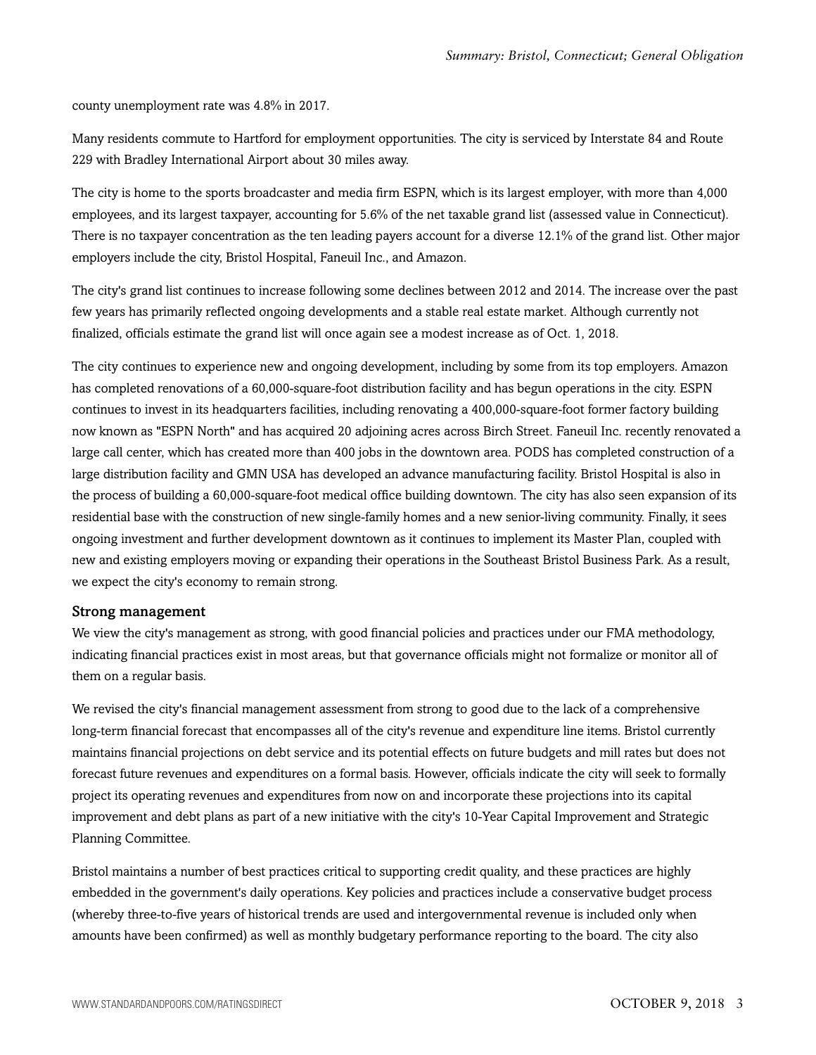county unemployment rate was 4.8% in 2017.

Many residents commute to Hartford for employment opportunities. The city is serviced by Interstate 84 and Route 229 with Bradley International Airport about 30 miles away.

The city is home to the sports broadcaster and media firm ESPN, which is its largest employer, with more than 4,000 employees, and its largest taxpayer, accounting for 5.6% of the net taxable grand list (assessed value in Connecticut). There is no taxpayer concentration as the ten leading payers account for a diverse 12.1% of the grand list. Other major employers include the city, Bristol Hospital, Faneuil Inc., and Amazon.

The city's grand list continues to increase following some declines between 2012 and 2014. The increase over the past few years has primarily reflected ongoing developments and a stable real estate market. Although currently not finalized, officials estimate the grand list will once again see a modest increase as of Oct. 1, 2018.

The city continues to experience new and ongoing development, including by some from its top employers. Amazon has completed renovations of a 60,000-square-foot distribution facility and has begun operations in the city. ESPN continues to invest in its headquarters facilities, including renovating a 400,000-square-foot former factory building now known as "ESPN North" and has acquired 20 adjoining acres across Birch Street. Faneuil Inc. recently renovated a large call center, which has created more than 400 jobs in the downtown area. PODS has completed construction of a large distribution facility and GMN USA has developed an advance manufacturing facility. Bristol Hospital is also in the process of building a 60,000-square-foot medical office building downtown. The city has also seen expansion of its residential base with the construction of new single-family homes and a new senior-living community. Finally, it sees ongoing investment and further development downtown as it continues to implement its Master Plan, coupled with new and existing employers moving or expanding their operations in the Southeast Bristol Business Park. As a result, we expect the city's economy to remain strong.

### Strong management

We view the city's management as strong, with good financial policies and practices under our FMA methodology, indicating financial practices exist in most areas, but that governance officials might not formalize or monitor all of them on a regular basis.

We revised the city's financial management assessment from strong to good due to the lack of a comprehensive long-term financial forecast that encompasses all of the city's revenue and expenditure line items. Bristol currently maintains financial projections on debt service and its potential effects on future budgets and mill rates but does not forecast future revenues and expenditures on a formal basis. However, officials indicate the city will seek to formally project its operating revenues and expenditures from now on and incorporate these projections into its capital improvement and debt plans as part of a new initiative with the city's 10-Year Capital Improvement and Strategic Planning Committee.

Bristol maintains a number of best practices critical to supporting credit quality, and these practices are highly embedded in the government's daily operations. Key policies and practices include a conservative budget process (whereby three-to-five years of historical trends are used and intergovernmental revenue is included only when amounts have been confirmed) as well as monthly budgetary performance reporting to the board. The city also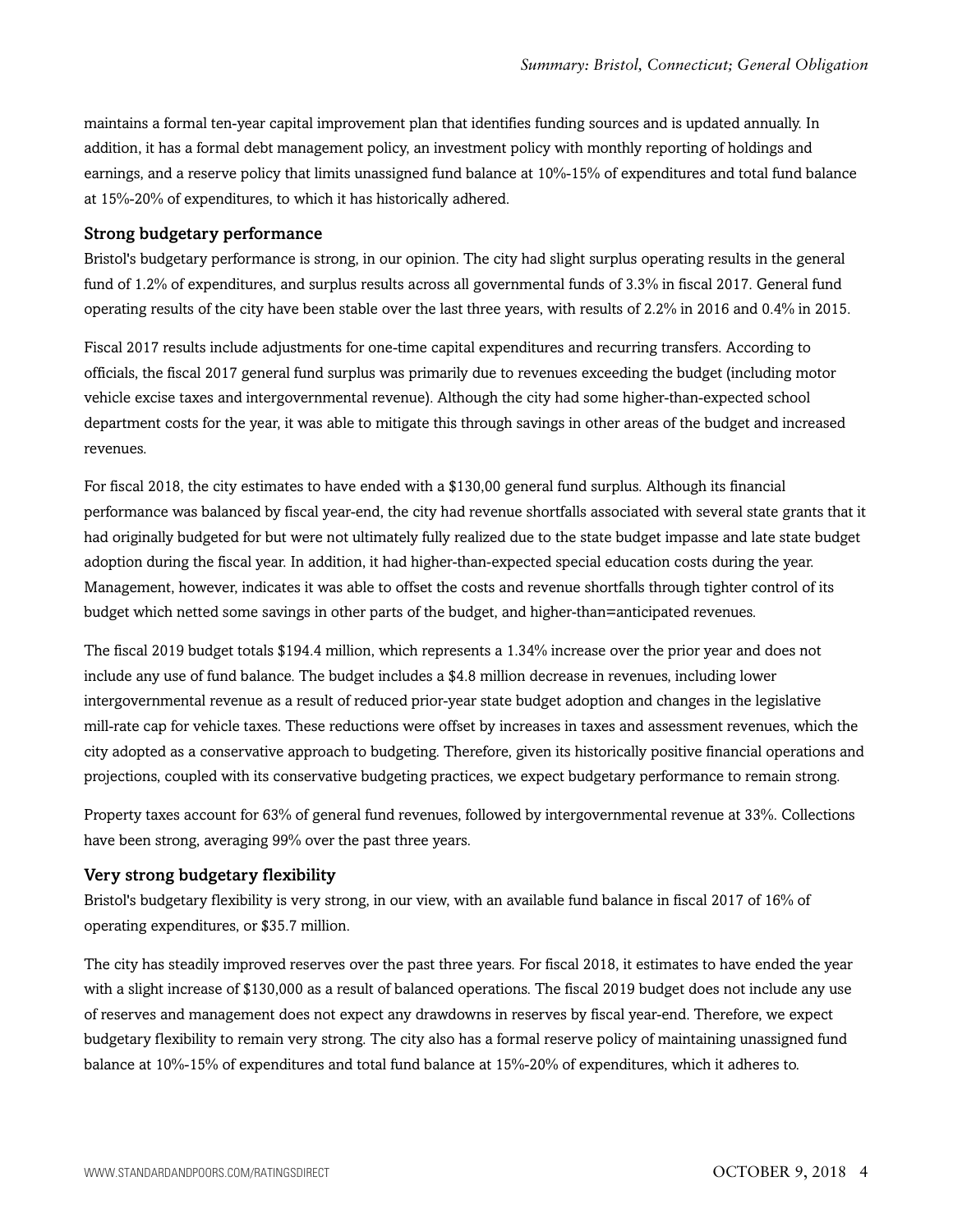maintains a formal ten-year capital improvement plan that identifies funding sources and is updated annually. In addition, it has a formal debt management policy, an investment policy with monthly reporting of holdings and earnings, and a reserve policy that limits unassigned fund balance at 10%-15% of expenditures and total fund balance at 15%-20% of expenditures, to which it has historically adhered.

### Strong budgetary performance

Bristol's budgetary performance is strong, in our opinion. The city had slight surplus operating results in the general fund of 1.2% of expenditures, and surplus results across all governmental funds of 3.3% in fiscal 2017. General fund operating results of the city have been stable over the last three years, with results of 2.2% in 2016 and 0.4% in 2015.

Fiscal 2017 results include adjustments for one-time capital expenditures and recurring transfers. According to officials, the fiscal 2017 general fund surplus was primarily due to revenues exceeding the budget (including motor vehicle excise taxes and intergovernmental revenue). Although the city had some higher-than-expected school department costs for the year, it was able to mitigate this through savings in other areas of the budget and increased revenues.

For fiscal 2018, the city estimates to have ended with a $130,00 general fund surplus. Although its financial performance was balanced by fiscal year-end, the city had revenue shortfalls associated with several state grants that it had originally budgeted for but were not ultimately fully realized due to the state budget impasse and late state budget adoption during the fiscal year. In addition, it had higher-than-expected special education costs during the year. Management, however, indicates it was able to offset the costs and revenue shortfalls through tighter control of its budget which netted some savings in other parts of the budget, and higher-than=anticipated revenues.

The fiscal 2019 budget totals $194.4 million, which represents a 1.34% increase over the prior year and does not include any use of fund balance. The budget includes a $4.8 million decrease in revenues, including lower intergovernmental revenue as a result of reduced prior-year state budget adoption and changes in the legislative mill-rate cap for vehicle taxes. These reductions were offset by increases in taxes and assessment revenues, which the city adopted as a conservative approach to budgeting. Therefore, given its historically positive financial operations and projections, coupled with its conservative budgeting practices, we expect budgetary performance to remain strong.

Property taxes account for 63% of general fund revenues, followed by intergovernmental revenue at 33%. Collections have been strong, averaging 99% over the past three years.

### Very strong budgetary flexibility

Bristol's budgetary flexibility is very strong, in our view, with an available fund balance in fiscal 2017 of 16% of operating expenditures, or $35.7 million.

The city has steadily improved reserves over the past three years. For fiscal 2018, it estimates to have ended the year with a slight increase of $130,000 as a result of balanced operations. The fiscal 2019 budget does not include any use of reserves and management does not expect any drawdowns in reserves by fiscal year-end. Therefore, we expect budgetary flexibility to remain very strong. The city also has a formal reserve policy of maintaining unassigned fund balance at 10%-15% of expenditures and total fund balance at 15%-20% of expenditures, which it adheres to.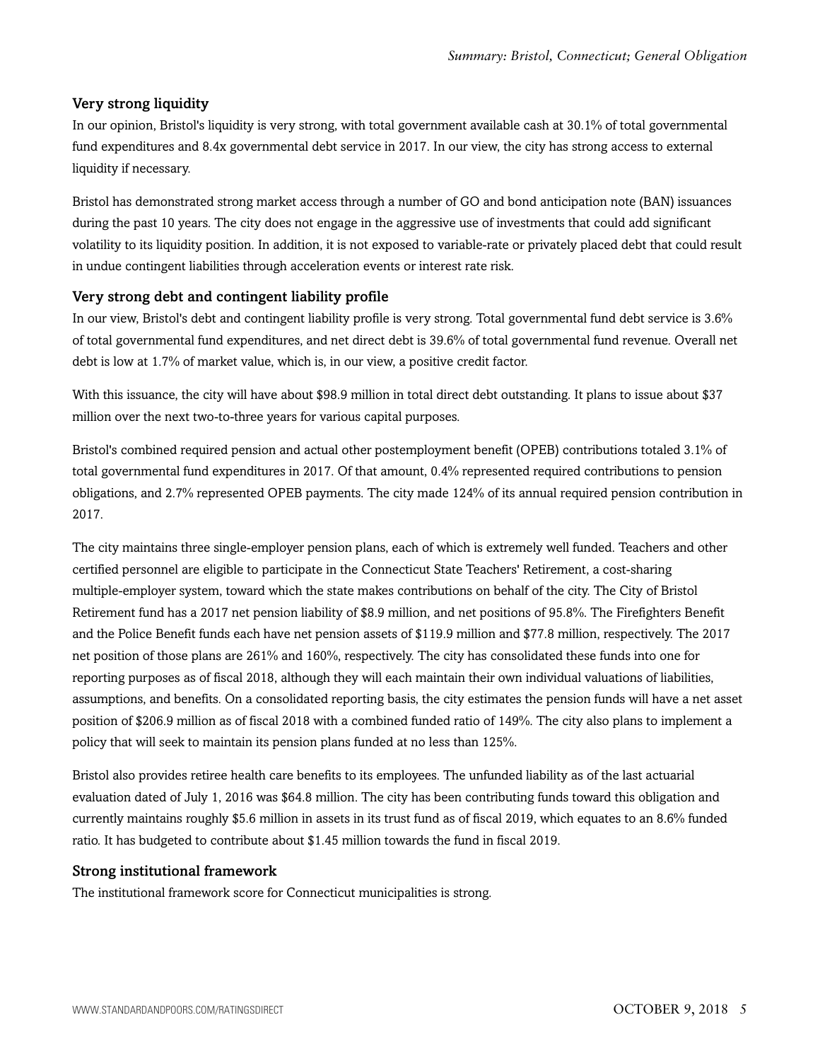### Very strong liquidity

In our opinion, Bristol's liquidity is very strong, with total government available cash at 30.1% of total governmental fund expenditures and 8.4x governmental debt service in 2017. In our view, the city has strong access to external liquidity if necessary.

Bristol has demonstrated strong market access through a number of GO and bond anticipation note (BAN) issuances during the past 10 years. The city does not engage in the aggressive use of investments that could add significant volatility to its liquidity position. In addition, it is not exposed to variable-rate or privately placed debt that could result in undue contingent liabilities through acceleration events or interest rate risk.

### Very strong debt and contingent liability profile

In our view, Bristol's debt and contingent liability profile is very strong. Total governmental fund debt service is 3.6% of total governmental fund expenditures, and net direct debt is 39.6% of total governmental fund revenue. Overall net debt is low at 1.7% of market value, which is, in our view, a positive credit factor.

With this issuance, the city will have about $98.9 million in total direct debt outstanding. It plans to issue about $37 million over the next two-to-three years for various capital purposes.

Bristol's combined required pension and actual other postemployment benefit (OPEB) contributions totaled 3.1% of total governmental fund expenditures in 2017. Of that amount, 0.4% represented required contributions to pension obligations, and 2.7% represented OPEB payments. The city made 124% of its annual required pension contribution in 2017.

The city maintains three single-employer pension plans, each of which is extremely well funded. Teachers and other certified personnel are eligible to participate in the Connecticut State Teachers' Retirement, a cost-sharing multiple-employer system, toward which the state makes contributions on behalf of the city. The City of Bristol Retirement fund has a 2017 net pension liability of $8.9 million, and net positions of 95.8%. The Firefighters Benefit and the Police Benefit funds each have net pension assets of $119.9 million and $77.8 million, respectively. The 2017 net position of those plans are 261% and 160%, respectively. The city has consolidated these funds into one for reporting purposes as of fiscal 2018, although they will each maintain their own individual valuations of liabilities, assumptions, and benefits. On a consolidated reporting basis, the city estimates the pension funds will have a net asset position of $206.9 million as of fiscal 2018 with a combined funded ratio of 149%. The city also plans to implement a policy that will seek to maintain its pension plans funded at no less than 125%.

Bristol also provides retiree health care benefits to its employees. The unfunded liability as of the last actuarial evaluation dated of July 1, 2016 was $64.8 million. The city has been contributing funds toward this obligation and currently maintains roughly $5.6 million in assets in its trust fund as of fiscal 2019, which equates to an 8.6% funded ratio. It has budgeted to contribute about $1.45 million towards the fund in fiscal 2019.

### Strong institutional framework

The institutional framework score for Connecticut municipalities is strong.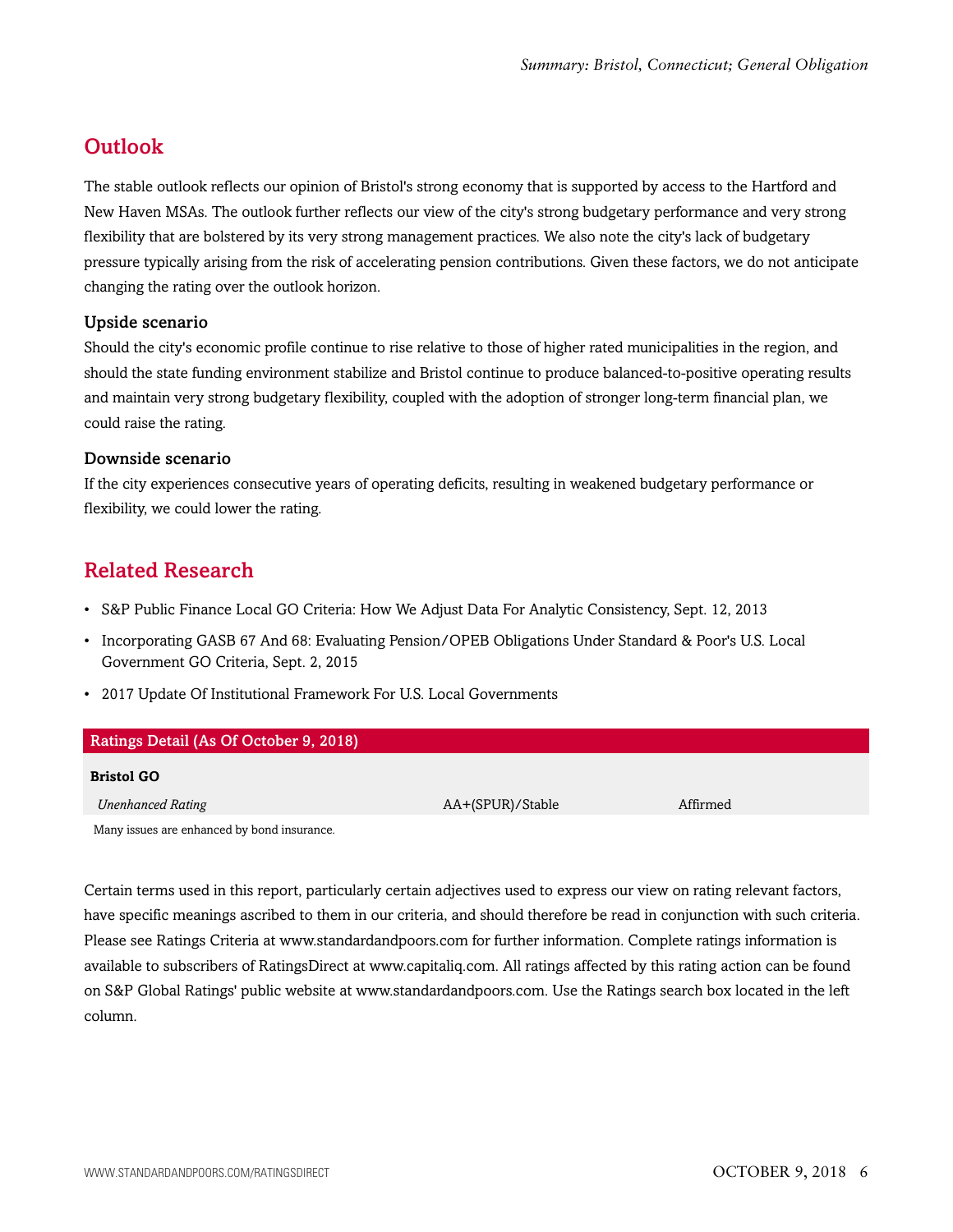## Outlook

The stable outlook reflects our opinion of Bristol's strong economy that is supported by access to the Hartford and New Haven MSAs. The outlook further reflects our view of the city's strong budgetary performance and very strong flexibility that are bolstered by its very strong management practices. We also note the city's lack of budgetary pressure typically arising from the risk of accelerating pension contributions. Given these factors, we do not anticipate changing the rating over the outlook horizon.

### Upside scenario

Should the city's economic profile continue to rise relative to those of higher rated municipalities in the region, and should the state funding environment stabilize and Bristol continue to produce balanced-to-positive operating results and maintain very strong budgetary flexibility, coupled with the adoption of stronger long-term financial plan, we could raise the rating.

### Downside scenario

If the city experiences consecutive years of operating deficits, resulting in weakened budgetary performance or flexibility, we could lower the rating.

## Related Research

- S&P Public Finance Local GO Criteria: How We Adjust Data For Analytic Consistency, Sept. 12, 2013
- Incorporating GASB 67 And 68: Evaluating Pension/OPEB Obligations Under Standard & Poor's U.S. Local Government GO Criteria, Sept. 2, 2015
- 2017 Update Of Institutional Framework For U.S. Local Governments

| Ratings Detail (As Of October 9, 2018) | | |
|---|---|---|
| **Bristol GO** | | |
| *Unenhanced Rating* | AA+(SPUR)/Stable | Affirmed |

Many issues are enhanced by bond insurance.

Certain terms used in this report, particularly certain adjectives used to express our view on rating relevant factors, have specific meanings ascribed to them in our criteria, and should therefore be read in conjunction with such criteria. Please see Ratings Criteria at www.standardandpoors.com for further information. Complete ratings information is available to subscribers of RatingsDirect at www.capitaliq.com. All ratings affected by this rating action can be found on S&P Global Ratings' public website at www.standardandpoors.com. Use the Ratings search box located in the left column.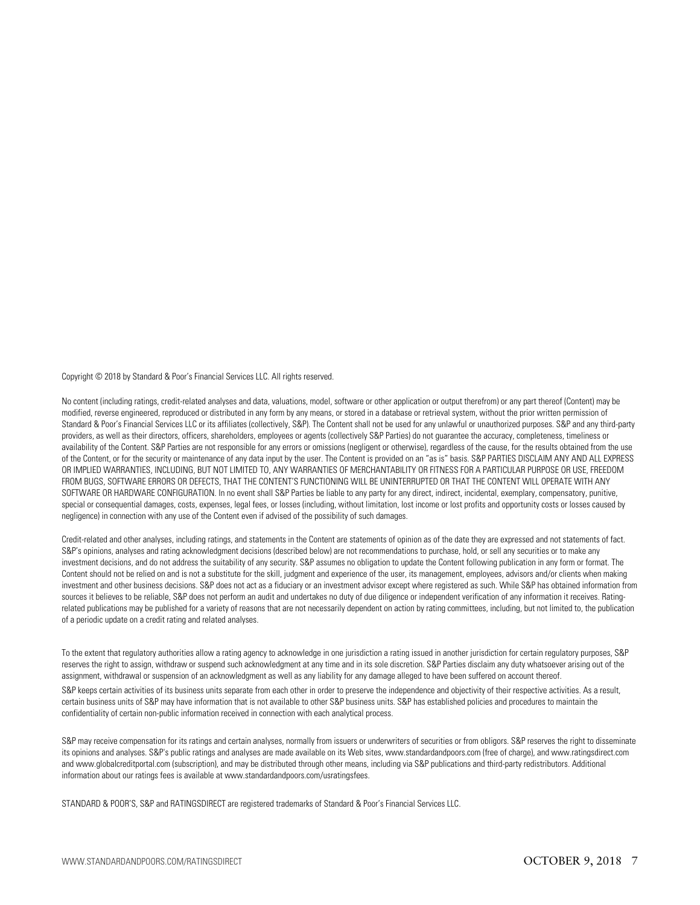Copyright © 2018 by Standard & Poor's Financial Services LLC. All rights reserved.

No content (including ratings, credit-related analyses and data, valuations, model, software or other application or output therefrom) or any part thereof (Content) may be modified, reverse engineered, reproduced or distributed in any form by any means, or stored in a database or retrieval system, without the prior written permission of Standard & Poor's Financial Services LLC or its affiliates (collectively, S&P). The Content shall not be used for any unlawful or unauthorized purposes. S&P and any third-party providers, as well as their directors, officers, shareholders, employees or agents (collectively S&P Parties) do not guarantee the accuracy, completeness, timeliness or availability of the Content. S&P Parties are not responsible for any errors or omissions (negligent or otherwise), regardless of the cause, for the results obtained from the use of the Content, or for the security or maintenance of any data input by the user. The Content is provided on an "as is" basis. S&P PARTIES DISCLAIM ANY AND ALL EXPRESS OR IMPLIED WARRANTIES, INCLUDING, BUT NOT LIMITED TO, ANY WARRANTIES OF MERCHANTABILITY OR FITNESS FOR A PARTICULAR PURPOSE OR USE, FREEDOM FROM BUGS, SOFTWARE ERRORS OR DEFECTS, THAT THE CONTENT'S FUNCTIONING WILL BE UNINTERRUPTED OR THAT THE CONTENT WILL OPERATE WITH ANY SOFTWARE OR HARDWARE CONFIGURATION. In no event shall S&P Parties be liable to any party for any direct, indirect, incidental, exemplary, compensatory, punitive, special or consequential damages, costs, expenses, legal fees, or losses (including, without limitation, lost income or lost profits and opportunity costs or losses caused by negligence) in connection with any use of the Content even if advised of the possibility of such damages.

Credit-related and other analyses, including ratings, and statements in the Content are statements of opinion as of the date they are expressed and not statements of fact. S&P's opinions, analyses and rating acknowledgment decisions (described below) are not recommendations to purchase, hold, or sell any securities or to make any investment decisions, and do not address the suitability of any security. S&P assumes no obligation to update the Content following publication in any form or format. The Content should not be relied on and is not a substitute for the skill, judgment and experience of the user, its management, employees, advisors and/or clients when making investment and other business decisions. S&P does not act as a fiduciary or an investment advisor except where registered as such. While S&P has obtained information from sources it believes to be reliable, S&P does not perform an audit and undertakes no duty of due diligence or independent verification of any information it receives. Rating-related publications may be published for a variety of reasons that are not necessarily dependent on action by rating committees, including, but not limited to, the publication of a periodic update on a credit rating and related analyses.

To the extent that regulatory authorities allow a rating agency to acknowledge in one jurisdiction a rating issued in another jurisdiction for certain regulatory purposes, S&P reserves the right to assign, withdraw or suspend such acknowledgment at any time and in its sole discretion. S&P Parties disclaim any duty whatsoever arising out of the assignment, withdrawal or suspension of an acknowledgment as well as any liability for any damage alleged to have been suffered on account thereof.

S&P keeps certain activities of its business units separate from each other in order to preserve the independence and objectivity of their respective activities. As a result, certain business units of S&P may have information that is not available to other S&P business units. S&P has established policies and procedures to maintain the confidentiality of certain non-public information received in connection with each analytical process.

S&P may receive compensation for its ratings and certain analyses, normally from issuers or underwriters of securities or from obligors. S&P reserves the right to disseminate its opinions and analyses. S&P's public ratings and analyses are made available on its Web sites, www.standardandpoors.com (free of charge), and www.ratingsdirect.com and www.globalcreditportal.com (subscription), and may be distributed through other means, including via S&P publications and third-party redistributors. Additional information about our ratings fees is available at www.standardandpoors.com/usratingsfees.

STANDARD & POOR'S, S&P and RATINGSDIRECT are registered trademarks of Standard & Poor's Financial Services LLC.